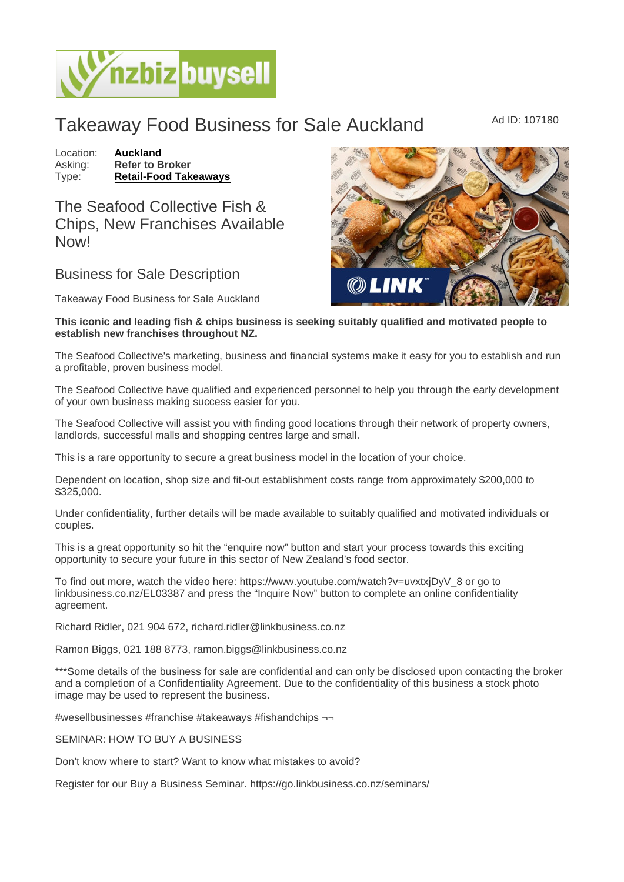# Takeaway Food Business for Sale Auckland

Ad ID: 107180

Location: **Auckland**
Asking: **Refer to Broker**
Type: **Retail-Food Takeaways**

## The Seafood Collective Fish & Chips, New Franchises Available Now!

### Business for Sale Description

Takeaway Food Business for Sale Auckland

**This iconic and leading fish & chips business is seeking suitably qualified and motivated people to establish new franchises throughout NZ.**

The Seafood Collective's marketing, business and financial systems make it easy for you to establish and run a profitable, proven business model.

The Seafood Collective have qualified and experienced personnel to help you through the early development of your own business making success easier for you.

The Seafood Collective will assist you with finding good locations through their network of property owners, landlords, successful malls and shopping centres large and small.

This is a rare opportunity to secure a great business model in the location of your choice.

Dependent on location, shop size and fit-out establishment costs range from approximately $200,000 to $325,000.

Under confidentiality, further details will be made available to suitably qualified and motivated individuals or couples.

This is a great opportunity so hit the "enquire now" button and start your process towards this exciting opportunity to secure your future in this sector of New Zealand's food sector.

To find out more, watch the video here: https://www.youtube.com/watch?v=uvxtxjDyV_8 or go to linkbusiness.co.nz/EL03387 and press the "Inquire Now" button to complete an online confidentiality agreement.

Richard Ridler, 021 904 672, richard.ridler@linkbusiness.co.nz

Ramon Biggs, 021 188 8773, ramon.biggs@linkbusiness.co.nz

***Some details of the business for sale are confidential and can only be disclosed upon contacting the broker and a completion of a Confidentiality Agreement. Due to the confidentiality of this business a stock photo image may be used to represent the business.

#wesellbusinesses #franchise #takeaways #fishandchips ¬¬

SEMINAR: HOW TO BUY A BUSINESS

Don't know where to start? Want to know what mistakes to avoid?

Register for our Buy a Business Seminar. https://go.linkbusiness.co.nz/seminars/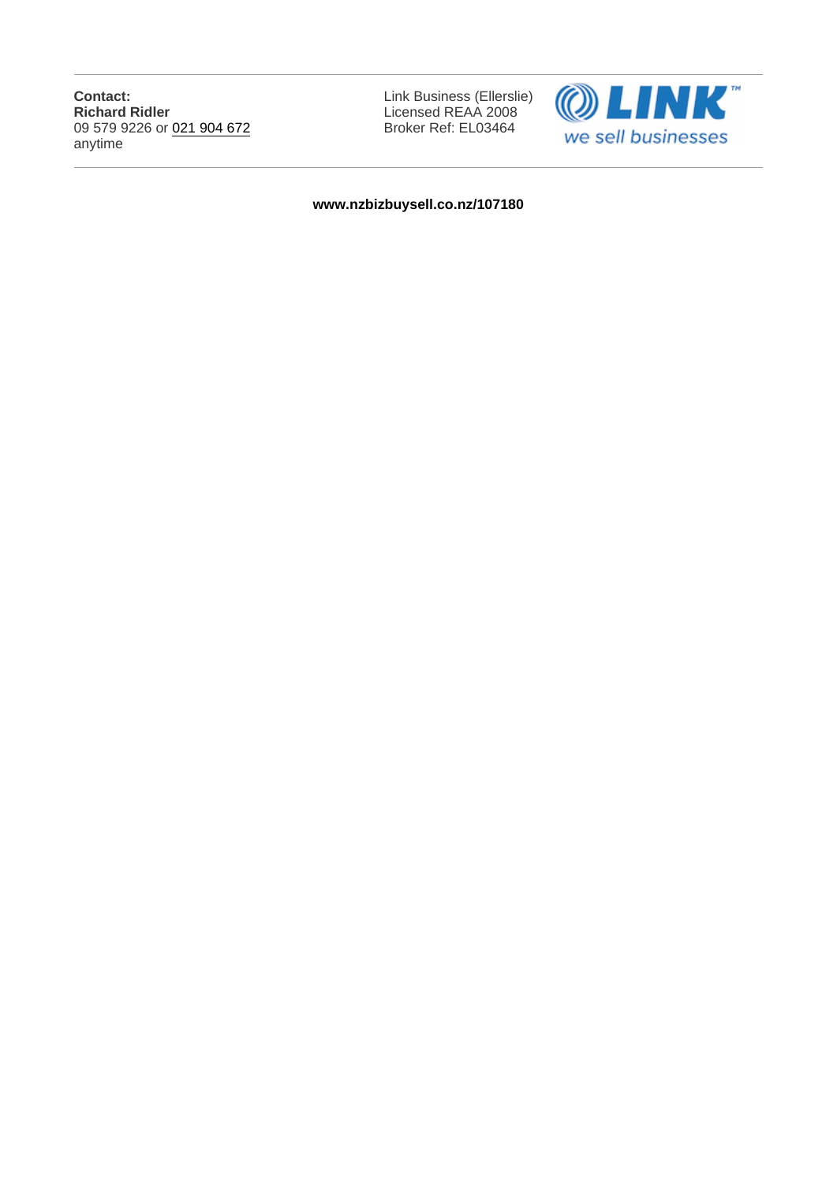**Contact:**
**Richard Ridler**
09 579 9226 or 021 904 672
anytime

Link Business (Ellerslie)
Licensed REAA 2008
Broker Ref: EL03464

LINK™
we sell businesses

**www.nzbizbuysell.co.nz/107180**